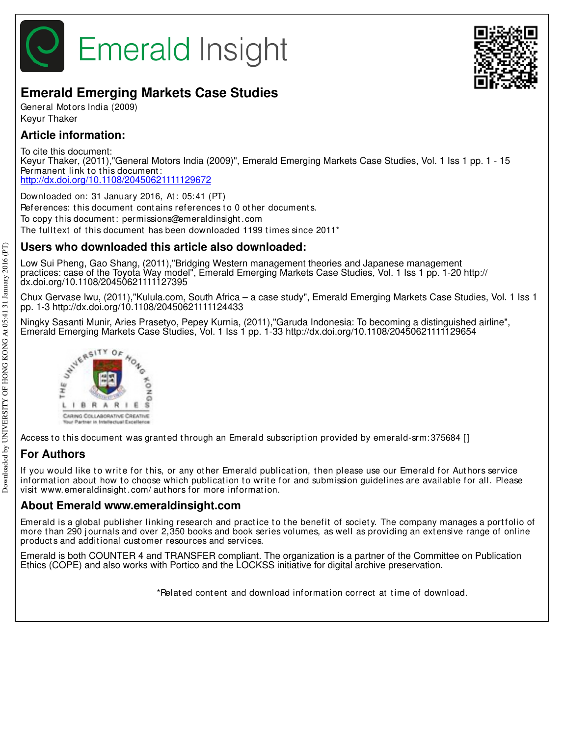# Emerald Emerging Markets Case Studies

General Motors India (2009)

Keyur Thaker

## Article information:

To cite this document:
Keyur Thaker, (2011),"General Motors India (2009)", Emerald Emerging Markets Case Studies, Vol. 1 Iss 1 pp. 1 - 15
Permanent link to this document:
http://dx.doi.org/10.1108/20450621111129672

Downloaded on: 31 January 2016, At: 05:41 (PT)
References: this document contains references to 0 other documents.
To copy this document: permissions@emeraldinsight.com
The fulltext of this document has been downloaded 1199 times since 2011*

## Users who downloaded this article also downloaded:

Low Sui Pheng, Gao Shang, (2011),"Bridging Western management theories and Japanese management practices: case of the Toyota Way model", Emerald Emerging Markets Case Studies, Vol. 1 Iss 1 pp. 1-20 http://dx.doi.org/10.1108/20450621111127395

Chux Gervase Iwu, (2011),"Kulula.com, South Africa – a case study", Emerald Emerging Markets Case Studies, Vol. 1 Iss 1 pp. 1-3 http://dx.doi.org/10.1108/20450621111124433

Ningky Sasanti Munir, Aries Prasetyo, Pepey Kurnia, (2011),"Garuda Indonesia: To becoming a distinguished airline", Emerald Emerging Markets Case Studies, Vol. 1 Iss 1 pp. 1-33 http://dx.doi.org/10.1108/20450621111129654

Access to this document was granted through an Emerald subscription provided by emerald-srm:375684 []

## For Authors

If you would like to write for this, or any other Emerald publication, then please use our Emerald for Authors service information about how to choose which publication to write for and submission guidelines are available for all. Please visit www.emeraldinsight.com/authors for more information.

## About Emerald www.emeraldinsight.com

Emerald is a global publisher linking research and practice to the benefit of society. The company manages a portfolio of more than 290 journals and over 2,350 books and book series volumes, as well as providing an extensive range of online products and additional customer resources and services.

Emerald is both COUNTER 4 and TRANSFER compliant. The organization is a partner of the Committee on Publication Ethics (COPE) and also works with Portico and the LOCKSS initiative for digital archive preservation.

*Related content and download information correct at time of download.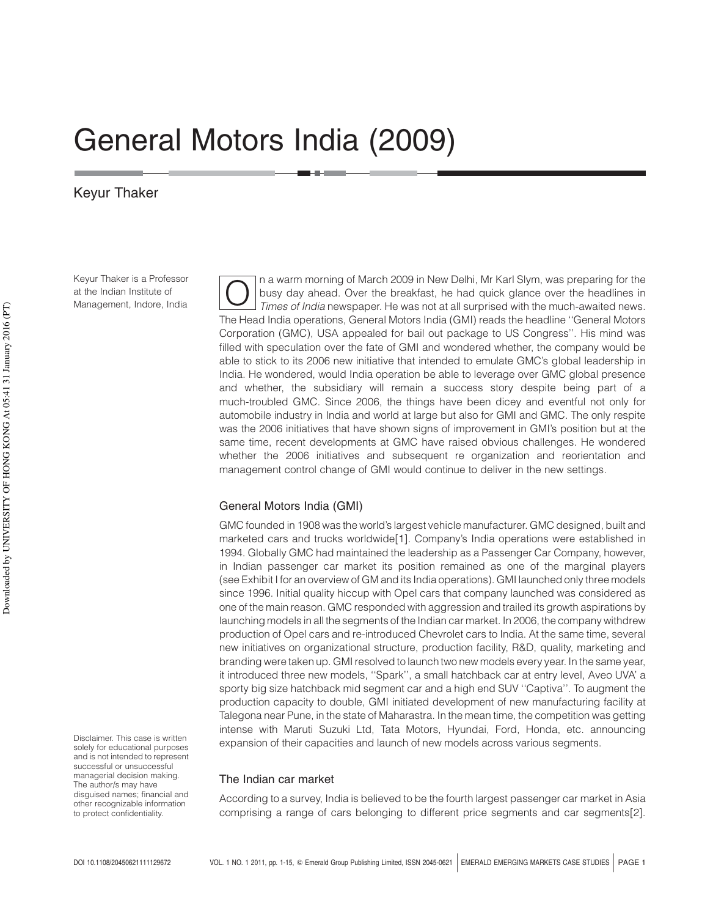# General Motors India (2009)

Keyur Thaker

Keyur Thaker is a Professor at the Indian Institute of Management, Indore, India

On a warm morning of March 2009 in New Delhi, Mr Karl Slym, was preparing for the busy day ahead. Over the breakfast, he had quick glance over the headlines in *Times of India* newspaper. He was not at all surprised with the much-awaited news. The Head India operations, General Motors India (GMI) reads the headline ''General Motors Corporation (GMC), USA appealed for bail out package to US Congress''. His mind was filled with speculation over the fate of GMI and wondered whether, the company would be able to stick to its 2006 new initiative that intended to emulate GMC's global leadership in India. He wondered, would India operation be able to leverage over GMC global presence and whether, the subsidiary will remain a success story despite being part of a much-troubled GMC. Since 2006, the things have been dicey and eventful not only for automobile industry in India and world at large but also for GMI and GMC. The only respite was the 2006 initiatives that have shown signs of improvement in GMI's position but at the same time, recent developments at GMC have raised obvious challenges. He wondered whether the 2006 initiatives and subsequent re organization and reorientation and management control change of GMI would continue to deliver in the new settings.

## General Motors India (GMI)

GMC founded in 1908 was the world's largest vehicle manufacturer. GMC designed, built and marketed cars and trucks worldwide[1]. Company's India operations were established in 1994. Globally GMC had maintained the leadership as a Passenger Car Company, however, in Indian passenger car market its position remained as one of the marginal players (see Exhibit I for an overview of GM and its India operations). GMI launched only three models since 1996. Initial quality hiccup with Opel cars that company launched was considered as one of the main reason. GMC responded with aggression and trailed its growth aspirations by launching models in all the segments of the Indian car market. In 2006, the company withdrew production of Opel cars and re-introduced Chevrolet cars to India. At the same time, several new initiatives on organizational structure, production facility, R&D, quality, marketing and branding were taken up. GMI resolved to launch two new models every year. In the same year, it introduced three new models, ''Spark'', a small hatchback car at entry level, Aveo UVA' a sporty big size hatchback mid segment car and a high end SUV ''Captiva''. To augment the production capacity to double, GMI initiated development of new manufacturing facility at Talegona near Pune, in the state of Maharastra. In the mean time, the competition was getting intense with Maruti Suzuki Ltd, Tata Motors, Hyundai, Ford, Honda, etc. announcing expansion of their capacities and launch of new models across various segments.

Disclaimer. This case is written solely for educational purposes and is not intended to represent successful or unsuccessful managerial decision making. The author/s may have disguised names; financial and other recognizable information to protect confidentiality.

## The Indian car market

According to a survey, India is believed to be the fourth largest passenger car market in Asia comprising a range of cars belonging to different price segments and car segments[2].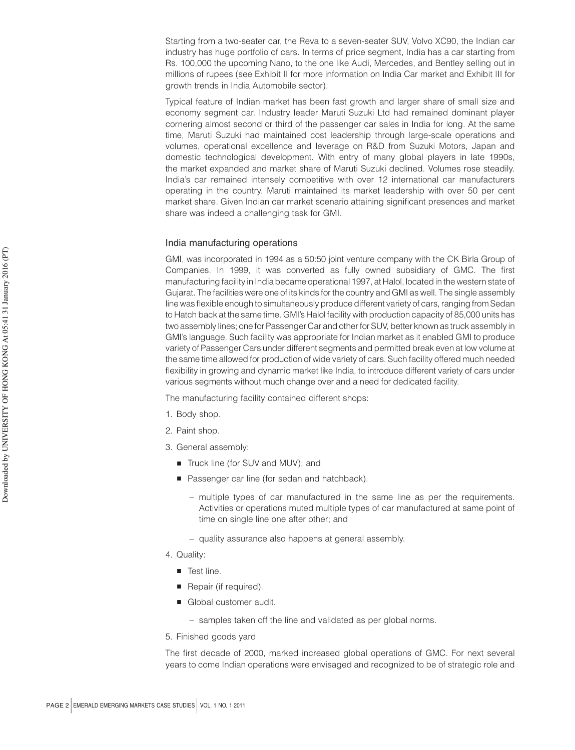Starting from a two-seater car, the Reva to a seven-seater SUV, Volvo XC90, the Indian car industry has huge portfolio of cars. In terms of price segment, India has a car starting from Rs. 100,000 the upcoming Nano, to the one like Audi, Mercedes, and Bentley selling out in millions of rupees (see Exhibit II for more information on India Car market and Exhibit III for growth trends in India Automobile sector).

Typical feature of Indian market has been fast growth and larger share of small size and economy segment car. Industry leader Maruti Suzuki Ltd had remained dominant player cornering almost second or third of the passenger car sales in India for long. At the same time, Maruti Suzuki had maintained cost leadership through large-scale operations and volumes, operational excellence and leverage on R&D from Suzuki Motors, Japan and domestic technological development. With entry of many global players in late 1990s, the market expanded and market share of Maruti Suzuki declined. Volumes rose steadily. India's car remained intensely competitive with over 12 international car manufacturers operating in the country. Maruti maintained its market leadership with over 50 per cent market share. Given Indian car market scenario attaining significant presences and market share was indeed a challenging task for GMI.

## India manufacturing operations

GMI, was incorporated in 1994 as a 50:50 joint venture company with the CK Birla Group of Companies. In 1999, it was converted as fully owned subsidiary of GMC. The first manufacturing facility in India became operational 1997, at Halol, located in the western state of Gujarat. The facilities were one of its kinds for the country and GMI as well. The single assembly line was flexible enough to simultaneously produce different variety of cars, ranging from Sedan to Hatch back at the same time. GMI's Halol facility with production capacity of 85,000 units has two assembly lines; one for Passenger Car and other for SUV, better known as truck assembly in GMI's language. Such facility was appropriate for Indian market as it enabled GMI to produce variety of Passenger Cars under different segments and permitted break even at low volume at the same time allowed for production of wide variety of cars. Such facility offered much needed flexibility in growing and dynamic market like India, to introduce different variety of cars under various segments without much change over and a need for dedicated facility.

The manufacturing facility contained different shops:

1. Body shop.
2. Paint shop.
3. General assembly:
   - Truck line (for SUV and MUV); and
   - Passenger car line (for sedan and hatchback).
     - multiple types of car manufactured in the same line as per the requirements. Activities or operations muted multiple types of car manufactured at same point of time on single line one after other; and
     - quality assurance also happens at general assembly.
4. Quality:
   - Test line.
   - Repair (if required).
   - Global customer audit.
     - samples taken off the line and validated as per global norms.
5. Finished goods yard

The first decade of 2000, marked increased global operations of GMC. For next several years to come Indian operations were envisaged and recognized to be of strategic role and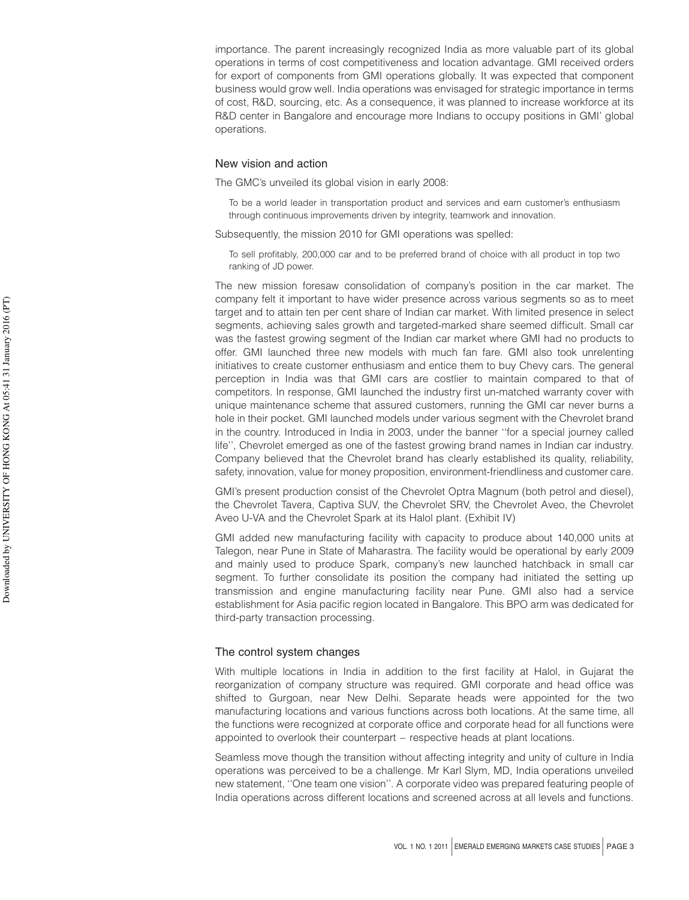importance. The parent increasingly recognized India as more valuable part of its global operations in terms of cost competitiveness and location advantage. GMI received orders for export of components from GMI operations globally. It was expected that component business would grow well. India operations was envisaged for strategic importance in terms of cost, R&D, sourcing, etc. As a consequence, it was planned to increase workforce at its R&D center in Bangalore and encourage more Indians to occupy positions in GMI' global operations.

## New vision and action

The GMC's unveiled its global vision in early 2008:

> To be a world leader in transportation product and services and earn customer's enthusiasm through continuous improvements driven by integrity, teamwork and innovation.

Subsequently, the mission 2010 for GMI operations was spelled:

> To sell profitably, 200,000 car and to be preferred brand of choice with all product in top two ranking of JD power.

The new mission foresaw consolidation of company's position in the car market. The company felt it important to have wider presence across various segments so as to meet target and to attain ten per cent share of Indian car market. With limited presence in select segments, achieving sales growth and targeted-marked share seemed difficult. Small car was the fastest growing segment of the Indian car market where GMI had no products to offer. GMI launched three new models with much fan fare. GMI also took unrelenting initiatives to create customer enthusiasm and entice them to buy Chevy cars. The general perception in India was that GMI cars are costlier to maintain compared to that of competitors. In response, GMI launched the industry first un-matched warranty cover with unique maintenance scheme that assured customers, running the GMI car never burns a hole in their pocket. GMI launched models under various segment with the Chevrolet brand in the country. Introduced in India in 2003, under the banner ''for a special journey called life'', Chevrolet emerged as one of the fastest growing brand names in Indian car industry. Company believed that the Chevrolet brand has clearly established its quality, reliability, safety, innovation, value for money proposition, environment-friendliness and customer care.

GMI's present production consist of the Chevrolet Optra Magnum (both petrol and diesel), the Chevrolet Tavera, Captiva SUV, the Chevrolet SRV, the Chevrolet Aveo, the Chevrolet Aveo U-VA and the Chevrolet Spark at its Halol plant. (Exhibit IV)

GMI added new manufacturing facility with capacity to produce about 140,000 units at Talegon, near Pune in State of Maharastra. The facility would be operational by early 2009 and mainly used to produce Spark, company's new launched hatchback in small car segment. To further consolidate its position the company had initiated the setting up transmission and engine manufacturing facility near Pune. GMI also had a service establishment for Asia pacific region located in Bangalore. This BPO arm was dedicated for third-party transaction processing.

## The control system changes

With multiple locations in India in addition to the first facility at Halol, in Gujarat the reorganization of company structure was required. GMI corporate and head office was shifted to Gurgoan, near New Delhi. Separate heads were appointed for the two manufacturing locations and various functions across both locations. At the same time, all the functions were recognized at corporate office and corporate head for all functions were appointed to overlook their counterpart – respective heads at plant locations.

Seamless move though the transition without affecting integrity and unity of culture in India operations was perceived to be a challenge. Mr Karl Slym, MD, India operations unveiled new statement, ''One team one vision''. A corporate video was prepared featuring people of India operations across different locations and screened across at all levels and functions.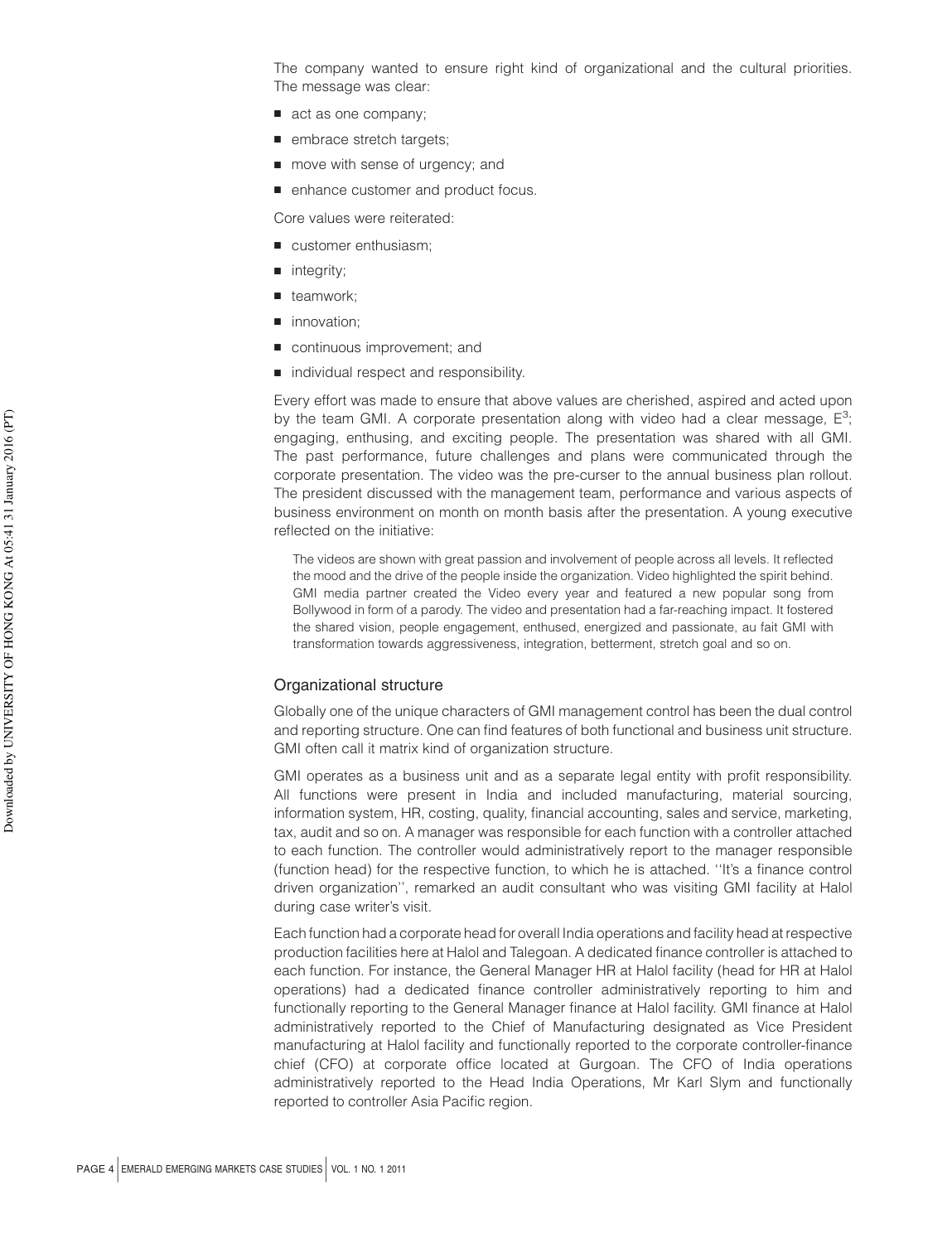The company wanted to ensure right kind of organizational and the cultural priorities. The message was clear:

- act as one company;
- embrace stretch targets;
- move with sense of urgency; and
- enhance customer and product focus.

Core values were reiterated:

- customer enthusiasm;
- integrity;
- teamwork;
- innovation;
- continuous improvement; and
- individual respect and responsibility.

Every effort was made to ensure that above values are cherished, aspired and acted upon by the team GMI. A corporate presentation along with video had a clear message, $E^3$; engaging, enthusing, and exciting people. The presentation was shared with all GMI. The past performance, future challenges and plans were communicated through the corporate presentation. The video was the pre-curser to the annual business plan rollout. The president discussed with the management team, performance and various aspects of business environment on month on month basis after the presentation. A young executive reflected on the initiative:

> The videos are shown with great passion and involvement of people across all levels. It reflected the mood and the drive of the people inside the organization. Video highlighted the spirit behind. GMI media partner created the Video every year and featured a new popular song from Bollywood in form of a parody. The video and presentation had a far-reaching impact. It fostered the shared vision, people engagement, enthused, energized and passionate, au fait GMI with transformation towards aggressiveness, integration, betterment, stretch goal and so on.

## Organizational structure

Globally one of the unique characters of GMI management control has been the dual control and reporting structure. One can find features of both functional and business unit structure. GMI often call it matrix kind of organization structure.

GMI operates as a business unit and as a separate legal entity with profit responsibility. All functions were present in India and included manufacturing, material sourcing, information system, HR, costing, quality, financial accounting, sales and service, marketing, tax, audit and so on. A manager was responsible for each function with a controller attached to each function. The controller would administratively report to the manager responsible (function head) for the respective function, to which he is attached. ''It's a finance control driven organization'', remarked an audit consultant who was visiting GMI facility at Halol during case writer's visit.

Each function had a corporate head for overall India operations and facility head at respective production facilities here at Halol and Talegoan. A dedicated finance controller is attached to each function. For instance, the General Manager HR at Halol facility (head for HR at Halol operations) had a dedicated finance controller administratively reporting to him and functionally reporting to the General Manager finance at Halol facility. GMI finance at Halol administratively reported to the Chief of Manufacturing designated as Vice President manufacturing at Halol facility and functionally reported to the corporate controller-finance chief (CFO) at corporate office located at Gurgoan. The CFO of India operations administratively reported to the Head India Operations, Mr Karl Slym and functionally reported to controller Asia Pacific region.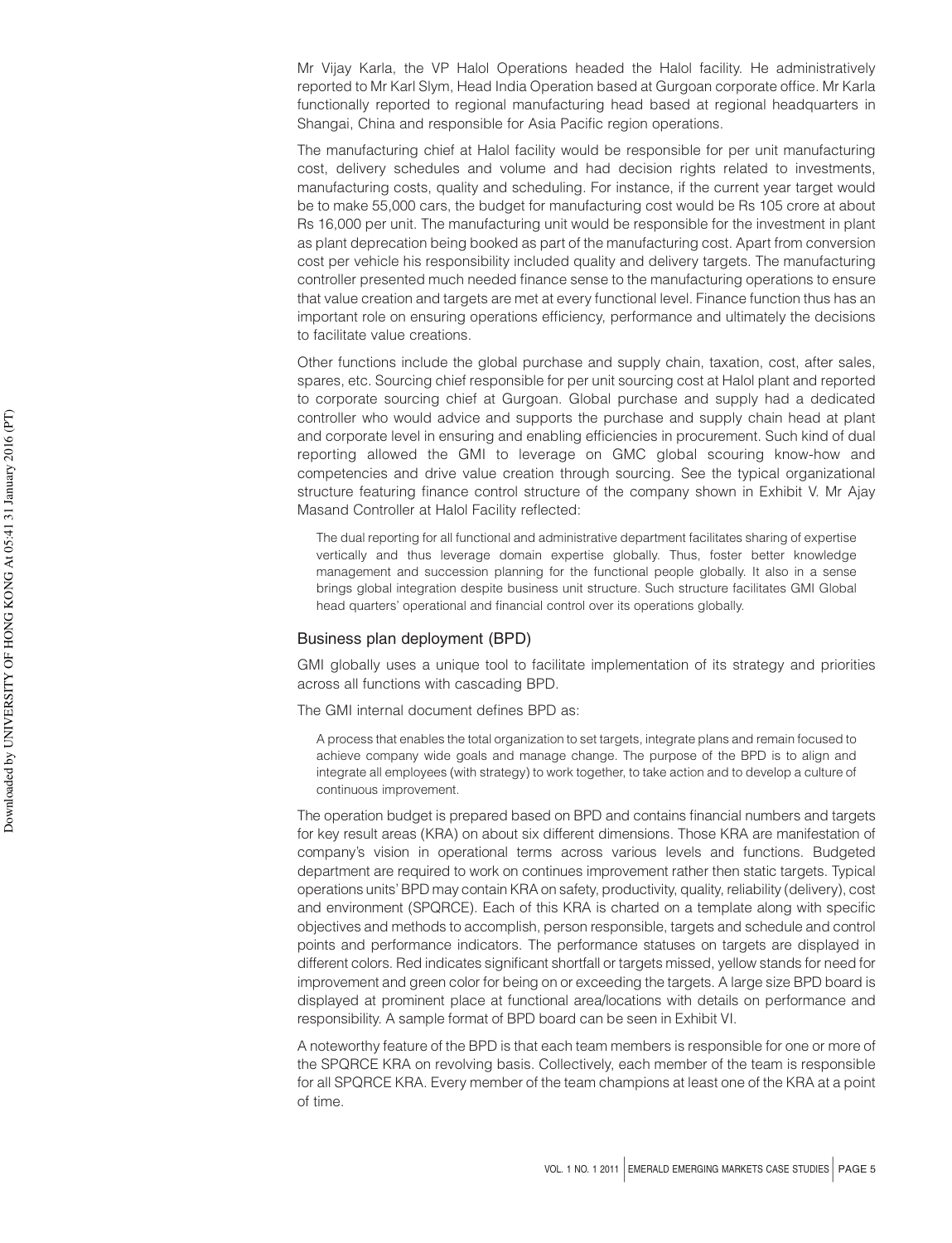Mr Vijay Karla, the VP Halol Operations headed the Halol facility. He administratively reported to Mr Karl Slym, Head India Operation based at Gurgoan corporate office. Mr Karla functionally reported to regional manufacturing head based at regional headquarters in Shangai, China and responsible for Asia Pacific region operations.

The manufacturing chief at Halol facility would be responsible for per unit manufacturing cost, delivery schedules and volume and had decision rights related to investments, manufacturing costs, quality and scheduling. For instance, if the current year target would be to make 55,000 cars, the budget for manufacturing cost would be Rs 105 crore at about Rs 16,000 per unit. The manufacturing unit would be responsible for the investment in plant as plant deprecation being booked as part of the manufacturing cost. Apart from conversion cost per vehicle his responsibility included quality and delivery targets. The manufacturing controller presented much needed finance sense to the manufacturing operations to ensure that value creation and targets are met at every functional level. Finance function thus has an important role on ensuring operations efficiency, performance and ultimately the decisions to facilitate value creations.

Other functions include the global purchase and supply chain, taxation, cost, after sales, spares, etc. Sourcing chief responsible for per unit sourcing cost at Halol plant and reported to corporate sourcing chief at Gurgoan. Global purchase and supply had a dedicated controller who would advice and supports the purchase and supply chain head at plant and corporate level in ensuring and enabling efficiencies in procurement. Such kind of dual reporting allowed the GMI to leverage on GMC global scouring know-how and competencies and drive value creation through sourcing. See the typical organizational structure featuring finance control structure of the company shown in Exhibit V. Mr Ajay Masand Controller at Halol Facility reflected:

> The dual reporting for all functional and administrative department facilitates sharing of expertise vertically and thus leverage domain expertise globally. Thus, foster better knowledge management and succession planning for the functional people globally. It also in a sense brings global integration despite business unit structure. Such structure facilitates GMI Global head quarters' operational and financial control over its operations globally.

## Business plan deployment (BPD)

GMI globally uses a unique tool to facilitate implementation of its strategy and priorities across all functions with cascading BPD.

The GMI internal document defines BPD as:

> A process that enables the total organization to set targets, integrate plans and remain focused to achieve company wide goals and manage change. The purpose of the BPD is to align and integrate all employees (with strategy) to work together, to take action and to develop a culture of continuous improvement.

The operation budget is prepared based on BPD and contains financial numbers and targets for key result areas (KRA) on about six different dimensions. Those KRA are manifestation of company's vision in operational terms across various levels and functions. Budgeted department are required to work on continues improvement rather then static targets. Typical operations units' BPD may contain KRA on safety, productivity, quality, reliability (delivery), cost and environment (SPQRCE). Each of this KRA is charted on a template along with specific objectives and methods to accomplish, person responsible, targets and schedule and control points and performance indicators. The performance statuses on targets are displayed in different colors. Red indicates significant shortfall or targets missed, yellow stands for need for improvement and green color for being on or exceeding the targets. A large size BPD board is displayed at prominent place at functional area/locations with details on performance and responsibility. A sample format of BPD board can be seen in Exhibit VI.

A noteworthy feature of the BPD is that each team members is responsible for one or more of the SPQRCE KRA on revolving basis. Collectively, each member of the team is responsible for all SPQRCE KRA. Every member of the team champions at least one of the KRA at a point of time.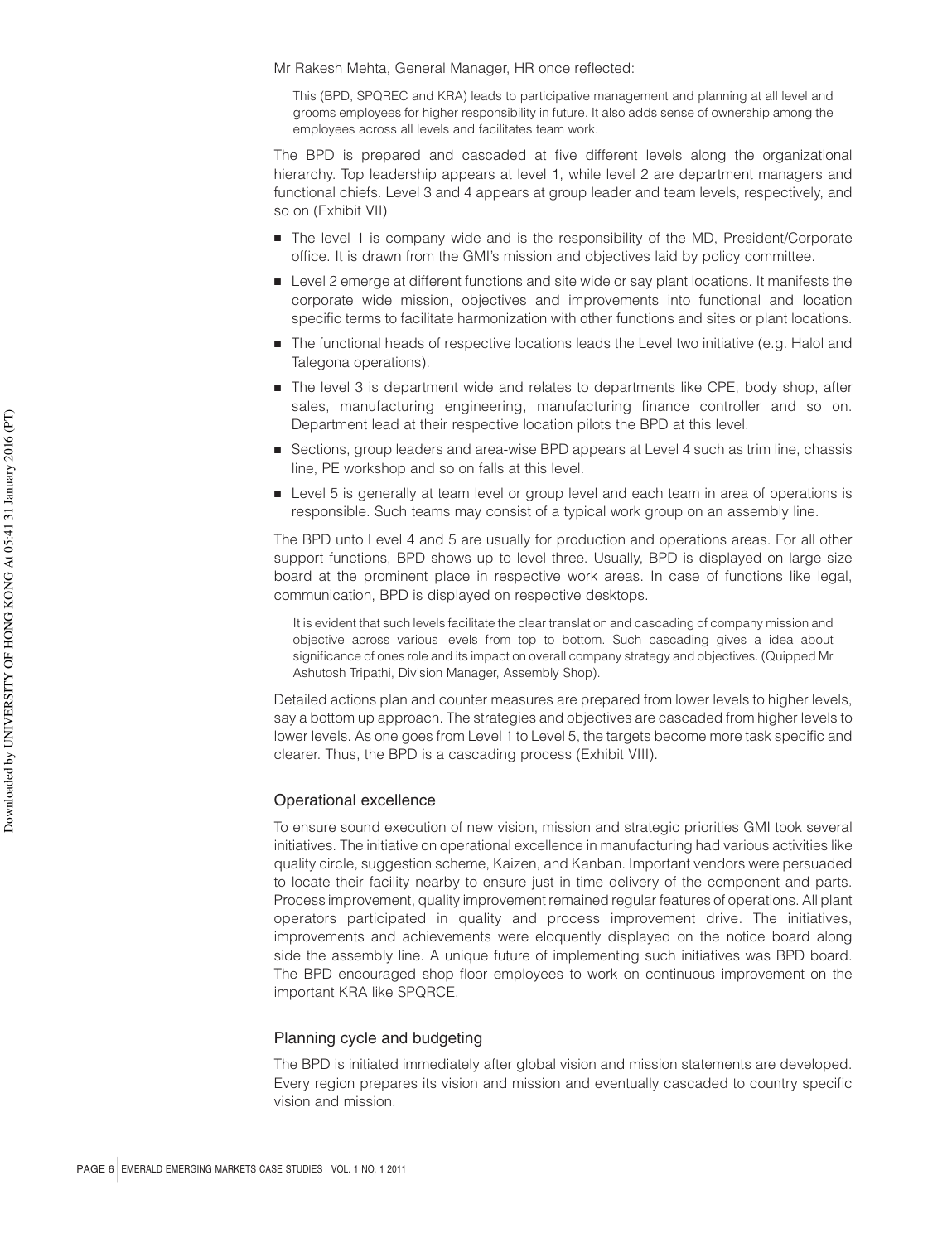Mr Rakesh Mehta, General Manager, HR once reflected:

> This (BPD, SPQREC and KRA) leads to participative management and planning at all level and grooms employees for higher responsibility in future. It also adds sense of ownership among the employees across all levels and facilitates team work.

The BPD is prepared and cascaded at five different levels along the organizational hierarchy. Top leadership appears at level 1, while level 2 are department managers and functional chiefs. Level 3 and 4 appears at group leader and team levels, respectively, and so on (Exhibit VII)

- The level 1 is company wide and is the responsibility of the MD, President/Corporate office. It is drawn from the GMI's mission and objectives laid by policy committee.
- Level 2 emerge at different functions and site wide or say plant locations. It manifests the corporate wide mission, objectives and improvements into functional and location specific terms to facilitate harmonization with other functions and sites or plant locations.
- The functional heads of respective locations leads the Level two initiative (e.g. Halol and Talegona operations).
- The level 3 is department wide and relates to departments like CPE, body shop, after sales, manufacturing engineering, manufacturing finance controller and so on. Department lead at their respective location pilots the BPD at this level.
- Sections, group leaders and area-wise BPD appears at Level 4 such as trim line, chassis line, PE workshop and so on falls at this level.
- Level 5 is generally at team level or group level and each team in area of operations is responsible. Such teams may consist of a typical work group on an assembly line.

The BPD unto Level 4 and 5 are usually for production and operations areas. For all other support functions, BPD shows up to level three. Usually, BPD is displayed on large size board at the prominent place in respective work areas. In case of functions like legal, communication, BPD is displayed on respective desktops.

> It is evident that such levels facilitate the clear translation and cascading of company mission and objective across various levels from top to bottom. Such cascading gives a idea about significance of ones role and its impact on overall company strategy and objectives. (Quipped Mr Ashutosh Tripathi, Division Manager, Assembly Shop).

Detailed actions plan and counter measures are prepared from lower levels to higher levels, say a bottom up approach. The strategies and objectives are cascaded from higher levels to lower levels. As one goes from Level 1 to Level 5, the targets become more task specific and clearer. Thus, the BPD is a cascading process (Exhibit VIII).

## Operational excellence

To ensure sound execution of new vision, mission and strategic priorities GMI took several initiatives. The initiative on operational excellence in manufacturing had various activities like quality circle, suggestion scheme, Kaizen, and Kanban. Important vendors were persuaded to locate their facility nearby to ensure just in time delivery of the component and parts. Process improvement, quality improvement remained regular features of operations. All plant operators participated in quality and process improvement drive. The initiatives, improvements and achievements were eloquently displayed on the notice board along side the assembly line. A unique future of implementing such initiatives was BPD board. The BPD encouraged shop floor employees to work on continuous improvement on the important KRA like SPQRCE.

## Planning cycle and budgeting

The BPD is initiated immediately after global vision and mission statements are developed. Every region prepares its vision and mission and eventually cascaded to country specific vision and mission.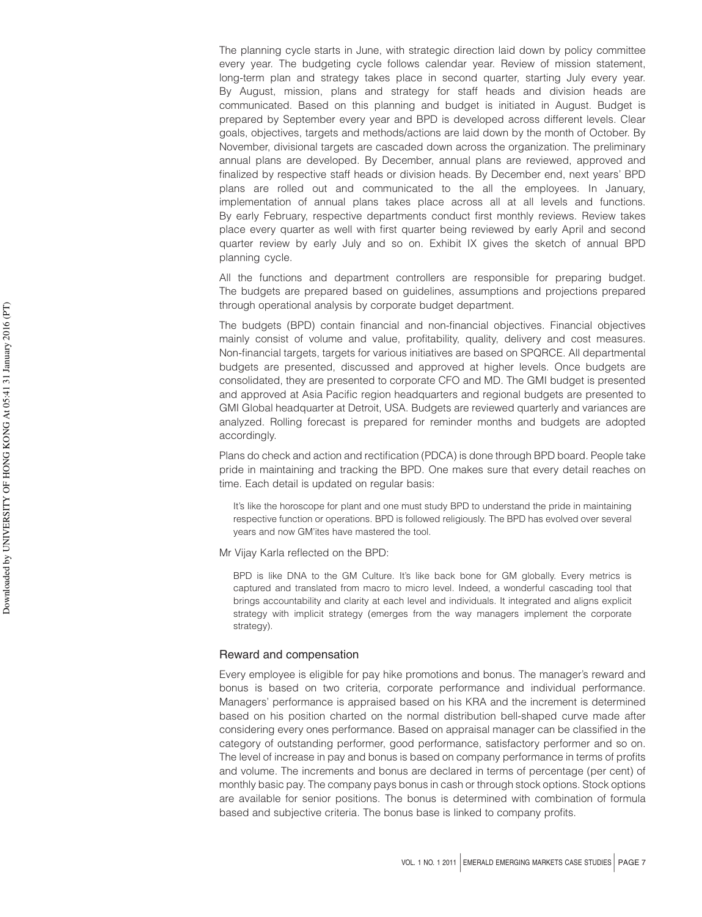The planning cycle starts in June, with strategic direction laid down by policy committee every year. The budgeting cycle follows calendar year. Review of mission statement, long-term plan and strategy takes place in second quarter, starting July every year. By August, mission, plans and strategy for staff heads and division heads are communicated. Based on this planning and budget is initiated in August. Budget is prepared by September every year and BPD is developed across different levels. Clear goals, objectives, targets and methods/actions are laid down by the month of October. By November, divisional targets are cascaded down across the organization. The preliminary annual plans are developed. By December, annual plans are reviewed, approved and finalized by respective staff heads or division heads. By December end, next years' BPD plans are rolled out and communicated to the all the employees. In January, implementation of annual plans takes place across all at all levels and functions. By early February, respective departments conduct first monthly reviews. Review takes place every quarter as well with first quarter being reviewed by early April and second quarter review by early July and so on. Exhibit IX gives the sketch of annual BPD planning cycle.

All the functions and department controllers are responsible for preparing budget. The budgets are prepared based on guidelines, assumptions and projections prepared through operational analysis by corporate budget department.

The budgets (BPD) contain financial and non-financial objectives. Financial objectives mainly consist of volume and value, profitability, quality, delivery and cost measures. Non-financial targets, targets for various initiatives are based on SPQRCE. All departmental budgets are presented, discussed and approved at higher levels. Once budgets are consolidated, they are presented to corporate CFO and MD. The GMI budget is presented and approved at Asia Pacific region headquarters and regional budgets are presented to GMI Global headquarter at Detroit, USA. Budgets are reviewed quarterly and variances are analyzed. Rolling forecast is prepared for reminder months and budgets are adopted accordingly.

Plans do check and action and rectification (PDCA) is done through BPD board. People take pride in maintaining and tracking the BPD. One makes sure that every detail reaches on time. Each detail is updated on regular basis:

> It's like the horoscope for plant and one must study BPD to understand the pride in maintaining respective function or operations. BPD is followed religiously. The BPD has evolved over several years and now GM'ites have mastered the tool.

Mr Vijay Karla reflected on the BPD:

> BPD is like DNA to the GM Culture. It's like back bone for GM globally. Every metrics is captured and translated from macro to micro level. Indeed, a wonderful cascading tool that brings accountability and clarity at each level and individuals. It integrated and aligns explicit strategy with implicit strategy (emerges from the way managers implement the corporate strategy).

### Reward and compensation

Every employee is eligible for pay hike promotions and bonus. The manager's reward and bonus is based on two criteria, corporate performance and individual performance. Managers' performance is appraised based on his KRA and the increment is determined based on his position charted on the normal distribution bell-shaped curve made after considering every ones performance. Based on appraisal manager can be classified in the category of outstanding performer, good performance, satisfactory performer and so on. The level of increase in pay and bonus is based on company performance in terms of profits and volume. The increments and bonus are declared in terms of percentage (per cent) of monthly basic pay. The company pays bonus in cash or through stock options. Stock options are available for senior positions. The bonus is determined with combination of formula based and subjective criteria. The bonus base is linked to company profits.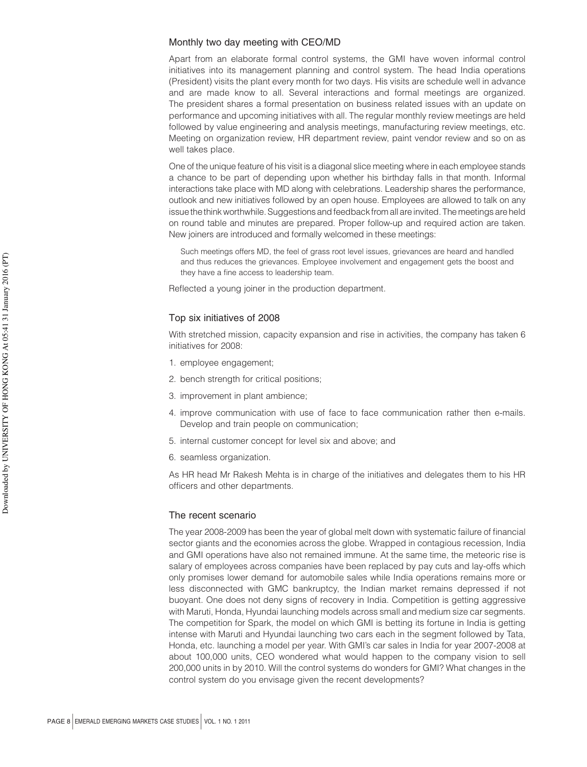## Monthly two day meeting with CEO/MD

Apart from an elaborate formal control systems, the GMI have woven informal control initiatives into its management planning and control system. The head India operations (President) visits the plant every month for two days. His visits are schedule well in advance and are made know to all. Several interactions and formal meetings are organized. The president shares a formal presentation on business related issues with an update on performance and upcoming initiatives with all. The regular monthly review meetings are held followed by value engineering and analysis meetings, manufacturing review meetings, etc. Meeting on organization review, HR department review, paint vendor review and so on as well takes place.

One of the unique feature of his visit is a diagonal slice meeting where in each employee stands a chance to be part of depending upon whether his birthday falls in that month. Informal interactions take place with MD along with celebrations. Leadership shares the performance, outlook and new initiatives followed by an open house. Employees are allowed to talk on any issue the think worthwhile. Suggestions and feedback from all are invited. The meetings are held on round table and minutes are prepared. Proper follow-up and required action are taken. New joiners are introduced and formally welcomed in these meetings:

> Such meetings offers MD, the feel of grass root level issues, grievances are heard and handled and thus reduces the grievances. Employee involvement and engagement gets the boost and they have a fine access to leadership team.

Reflected a young joiner in the production department.

## Top six initiatives of 2008

With stretched mission, capacity expansion and rise in activities, the company has taken 6 initiatives for 2008:

1. employee engagement;
2. bench strength for critical positions;
3. improvement in plant ambience;
4. improve communication with use of face to face communication rather then e-mails. Develop and train people on communication;
5. internal customer concept for level six and above; and
6. seamless organization.

As HR head Mr Rakesh Mehta is in charge of the initiatives and delegates them to his HR officers and other departments.

## The recent scenario

The year 2008-2009 has been the year of global melt down with systematic failure of financial sector giants and the economies across the globe. Wrapped in contagious recession, India and GMI operations have also not remained immune. At the same time, the meteoric rise is salary of employees across companies have been replaced by pay cuts and lay-offs which only promises lower demand for automobile sales while India operations remains more or less disconnected with GMC bankruptcy, the Indian market remains depressed if not buoyant. One does not deny signs of recovery in India. Competition is getting aggressive with Maruti, Honda, Hyundai launching models across small and medium size car segments. The competition for Spark, the model on which GMI is betting its fortune in India is getting intense with Maruti and Hyundai launching two cars each in the segment followed by Tata, Honda, etc. launching a model per year. With GMI's car sales in India for year 2007-2008 at about 100,000 units, CEO wondered what would happen to the company vision to sell 200,000 units in by 2010. Will the control systems do wonders for GMI? What changes in the control system do you envisage given the recent developments?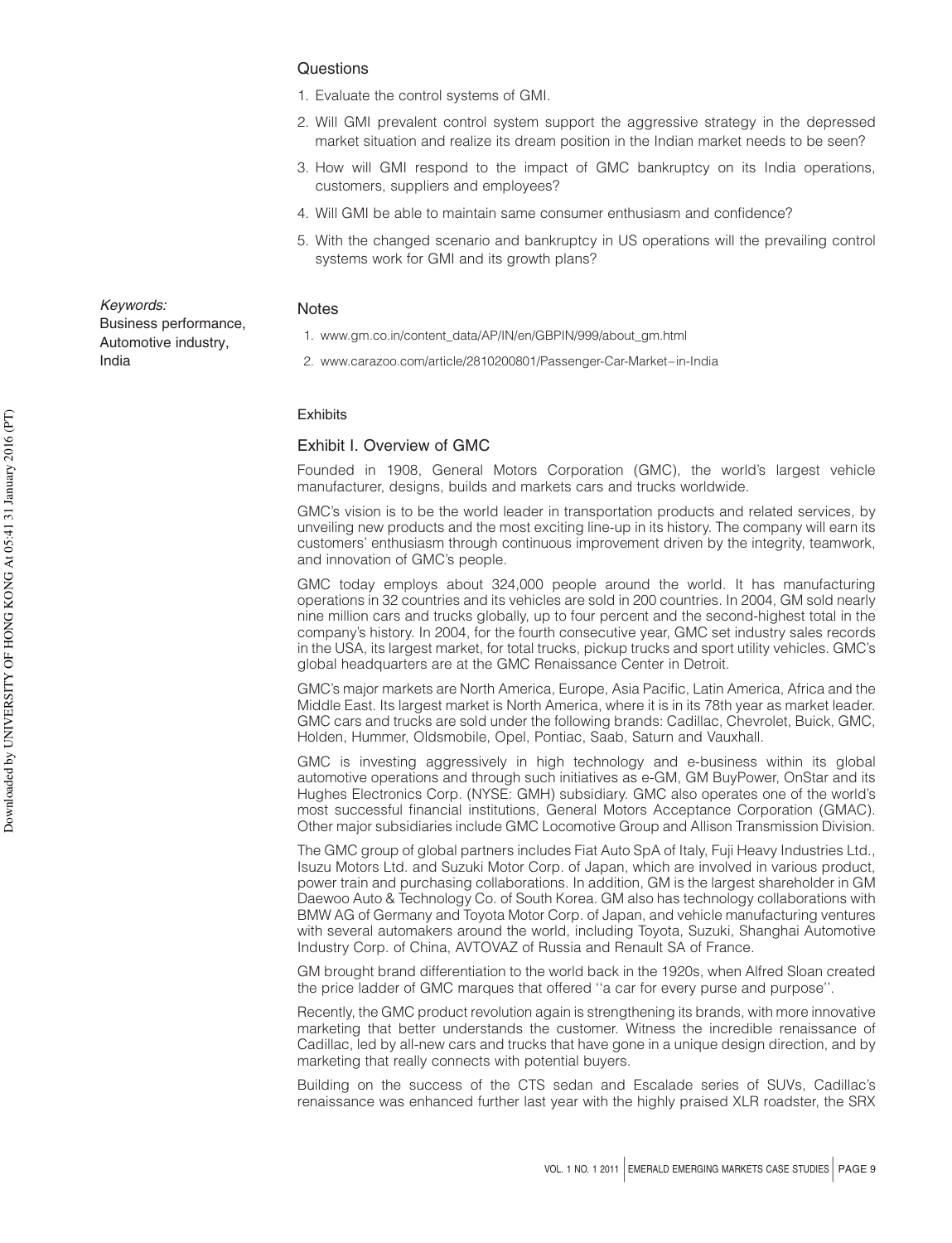## Questions

1. Evaluate the control systems of GMI.
2. Will GMI prevalent control system support the aggressive strategy in the depressed market situation and realize its dream position in the Indian market needs to be seen?
3. How will GMI respond to the impact of GMC bankruptcy on its India operations, customers, suppliers and employees?
4. Will GMI be able to maintain same consumer enthusiasm and confidence?
5. With the changed scenario and bankruptcy in US operations will the prevailing control systems work for GMI and its growth plans?

*Keywords:*
Business performance,
Automotive industry,
India

## Notes

1. www.gm.co.in/content_data/AP/IN/en/GBPIN/999/about_gm.html
2. www.carazoo.com/article/2810200801/Passenger-Car-Market–in-India

## Exhibits

### Exhibit I. Overview of GMC

Founded in 1908, General Motors Corporation (GMC), the world's largest vehicle manufacturer, designs, builds and markets cars and trucks worldwide.

GMC's vision is to be the world leader in transportation products and related services, by unveiling new products and the most exciting line-up in its history. The company will earn its customers' enthusiasm through continuous improvement driven by the integrity, teamwork, and innovation of GMC's people.

GMC today employs about 324,000 people around the world. It has manufacturing operations in 32 countries and its vehicles are sold in 200 countries. In 2004, GM sold nearly nine million cars and trucks globally, up to four percent and the second-highest total in the company's history. In 2004, for the fourth consecutive year, GMC set industry sales records in the USA, its largest market, for total trucks, pickup trucks and sport utility vehicles. GMC's global headquarters are at the GMC Renaissance Center in Detroit.

GMC's major markets are North America, Europe, Asia Pacific, Latin America, Africa and the Middle East. Its largest market is North America, where it is in its 78th year as market leader. GMC cars and trucks are sold under the following brands: Cadillac, Chevrolet, Buick, GMC, Holden, Hummer, Oldsmobile, Opel, Pontiac, Saab, Saturn and Vauxhall.

GMC is investing aggressively in high technology and e-business within its global automotive operations and through such initiatives as e-GM, GM BuyPower, OnStar and its Hughes Electronics Corp. (NYSE: GMH) subsidiary. GMC also operates one of the world's most successful financial institutions, General Motors Acceptance Corporation (GMAC). Other major subsidiaries include GMC Locomotive Group and Allison Transmission Division.

The GMC group of global partners includes Fiat Auto SpA of Italy, Fuji Heavy Industries Ltd., Isuzu Motors Ltd. and Suzuki Motor Corp. of Japan, which are involved in various product, power train and purchasing collaborations. In addition, GM is the largest shareholder in GM Daewoo Auto & Technology Co. of South Korea. GM also has technology collaborations with BMW AG of Germany and Toyota Motor Corp. of Japan, and vehicle manufacturing ventures with several automakers around the world, including Toyota, Suzuki, Shanghai Automotive Industry Corp. of China, AVTOVAZ of Russia and Renault SA of France.

GM brought brand differentiation to the world back in the 1920s, when Alfred Sloan created the price ladder of GMC marques that offered ''a car for every purse and purpose''.

Recently, the GMC product revolution again is strengthening its brands, with more innovative marketing that better understands the customer. Witness the incredible renaissance of Cadillac, led by all-new cars and trucks that have gone in a unique design direction, and by marketing that really connects with potential buyers.

Building on the success of the CTS sedan and Escalade series of SUVs, Cadillac's renaissance was enhanced further last year with the highly praised XLR roadster, the SRX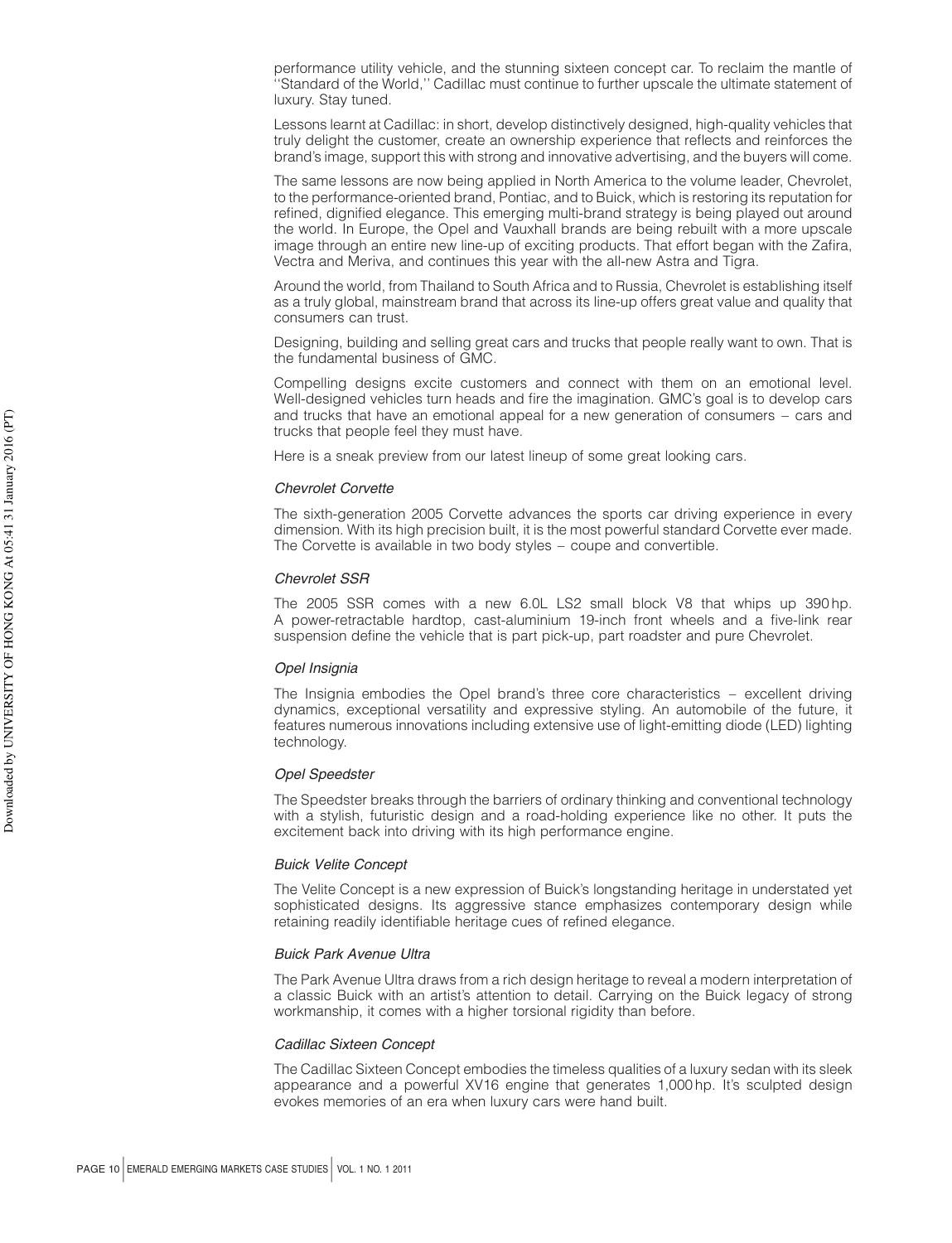performance utility vehicle, and the stunning sixteen concept car. To reclaim the mantle of ''Standard of the World,'' Cadillac must continue to further upscale the ultimate statement of luxury. Stay tuned.

Lessons learnt at Cadillac: in short, develop distinctively designed, high-quality vehicles that truly delight the customer, create an ownership experience that reflects and reinforces the brand's image, support this with strong and innovative advertising, and the buyers will come.

The same lessons are now being applied in North America to the volume leader, Chevrolet, to the performance-oriented brand, Pontiac, and to Buick, which is restoring its reputation for refined, dignified elegance. This emerging multi-brand strategy is being played out around the world. In Europe, the Opel and Vauxhall brands are being rebuilt with a more upscale image through an entire new line-up of exciting products. That effort began with the Zafira, Vectra and Meriva, and continues this year with the all-new Astra and Tigra.

Around the world, from Thailand to South Africa and to Russia, Chevrolet is establishing itself as a truly global, mainstream brand that across its line-up offers great value and quality that consumers can trust.

Designing, building and selling great cars and trucks that people really want to own. That is the fundamental business of GMC.

Compelling designs excite customers and connect with them on an emotional level. Well-designed vehicles turn heads and fire the imagination. GMC's goal is to develop cars and trucks that have an emotional appeal for a new generation of consumers – cars and trucks that people feel they must have.

Here is a sneak preview from our latest lineup of some great looking cars.

*Chevrolet Corvette*

The sixth-generation 2005 Corvette advances the sports car driving experience in every dimension. With its high precision built, it is the most powerful standard Corvette ever made. The Corvette is available in two body styles – coupe and convertible.

*Chevrolet SSR*

The 2005 SSR comes with a new 6.0L LS2 small block V8 that whips up 390 hp. A power-retractable hardtop, cast-aluminium 19-inch front wheels and a five-link rear suspension define the vehicle that is part pick-up, part roadster and pure Chevrolet.

*Opel Insignia*

The Insignia embodies the Opel brand's three core characteristics – excellent driving dynamics, exceptional versatility and expressive styling. An automobile of the future, it features numerous innovations including extensive use of light-emitting diode (LED) lighting technology.

*Opel Speedster*

The Speedster breaks through the barriers of ordinary thinking and conventional technology with a stylish, futuristic design and a road-holding experience like no other. It puts the excitement back into driving with its high performance engine.

*Buick Velite Concept*

The Velite Concept is a new expression of Buick's longstanding heritage in understated yet sophisticated designs. Its aggressive stance emphasizes contemporary design while retaining readily identifiable heritage cues of refined elegance.

*Buick Park Avenue Ultra*

The Park Avenue Ultra draws from a rich design heritage to reveal a modern interpretation of a classic Buick with an artist's attention to detail. Carrying on the Buick legacy of strong workmanship, it comes with a higher torsional rigidity than before.

*Cadillac Sixteen Concept*

The Cadillac Sixteen Concept embodies the timeless qualities of a luxury sedan with its sleek appearance and a powerful XV16 engine that generates 1,000 hp. It's sculpted design evokes memories of an era when luxury cars were hand built.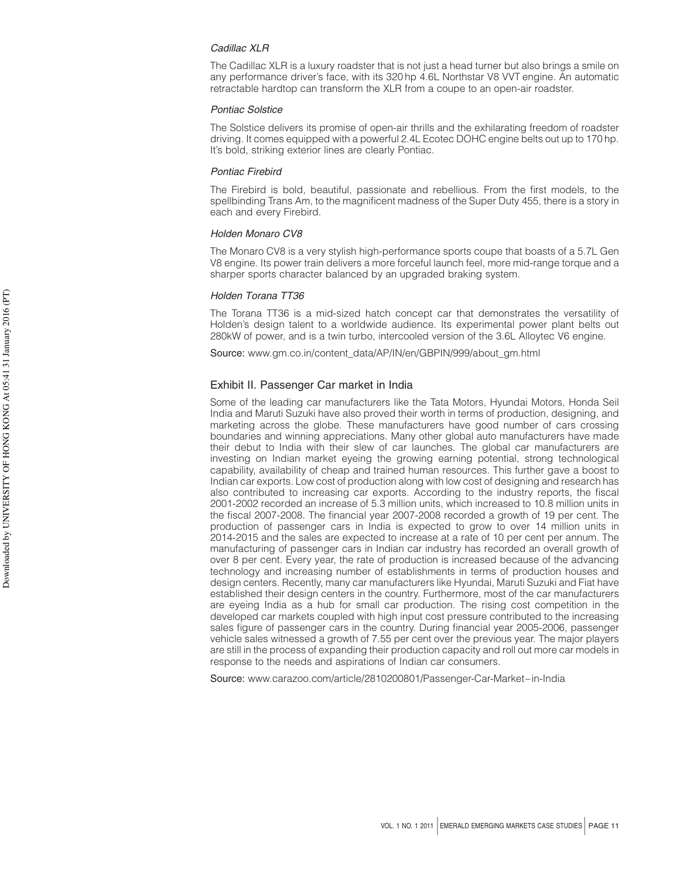*Cadillac XLR*

The Cadillac XLR is a luxury roadster that is not just a head turner but also brings a smile on any performance driver's face, with its 320 hp 4.6L Northstar V8 VVT engine. An automatic retractable hardtop can transform the XLR from a coupe to an open-air roadster.

*Pontiac Solstice*

The Solstice delivers its promise of open-air thrills and the exhilarating freedom of roadster driving. It comes equipped with a powerful 2.4L Ecotec DOHC engine belts out up to 170 hp. It's bold, striking exterior lines are clearly Pontiac.

*Pontiac Firebird*

The Firebird is bold, beautiful, passionate and rebellious. From the first models, to the spellbinding Trans Am, to the magnificent madness of the Super Duty 455, there is a story in each and every Firebird.

*Holden Monaro CV8*

The Monaro CV8 is a very stylish high-performance sports coupe that boasts of a 5.7L Gen V8 engine. Its power train delivers a more forceful launch feel, more mid-range torque and a sharper sports character balanced by an upgraded braking system.

*Holden Torana TT36*

The Torana TT36 is a mid-sized hatch concept car that demonstrates the versatility of Holden's design talent to a worldwide audience. Its experimental power plant belts out 280kW of power, and is a twin turbo, intercooled version of the 3.6L Alloytec V6 engine.

Source: www.gm.co.in/content_data/AP/IN/en/GBPIN/999/about_gm.html

## Exhibit II. Passenger Car market in India

Some of the leading car manufacturers like the Tata Motors, Hyundai Motors, Honda Seil India and Maruti Suzuki have also proved their worth in terms of production, designing, and marketing across the globe. These manufacturers have good number of cars crossing boundaries and winning appreciations. Many other global auto manufacturers have made their debut to India with their slew of car launches. The global car manufacturers are investing on Indian market eyeing the growing earning potential, strong technological capability, availability of cheap and trained human resources. This further gave a boost to Indian car exports. Low cost of production along with low cost of designing and research has also contributed to increasing car exports. According to the industry reports, the fiscal 2001-2002 recorded an increase of 5.3 million units, which increased to 10.8 million units in the fiscal 2007-2008. The financial year 2007-2008 recorded a growth of 19 per cent. The production of passenger cars in India is expected to grow to over 14 million units in 2014-2015 and the sales are expected to increase at a rate of 10 per cent per annum. The manufacturing of passenger cars in Indian car industry has recorded an overall growth of over 8 per cent. Every year, the rate of production is increased because of the advancing technology and increasing number of establishments in terms of production houses and design centers. Recently, many car manufacturers like Hyundai, Maruti Suzuki and Fiat have established their design centers in the country. Furthermore, most of the car manufacturers are eyeing India as a hub for small car production. The rising cost competition in the developed car markets coupled with high input cost pressure contributed to the increasing sales figure of passenger cars in the country. During financial year 2005-2006, passenger vehicle sales witnessed a growth of 7.55 per cent over the previous year. The major players are still in the process of expanding their production capacity and roll out more car models in response to the needs and aspirations of Indian car consumers.

Source: www.carazoo.com/article/2810200801/Passenger-Car-Market–in-India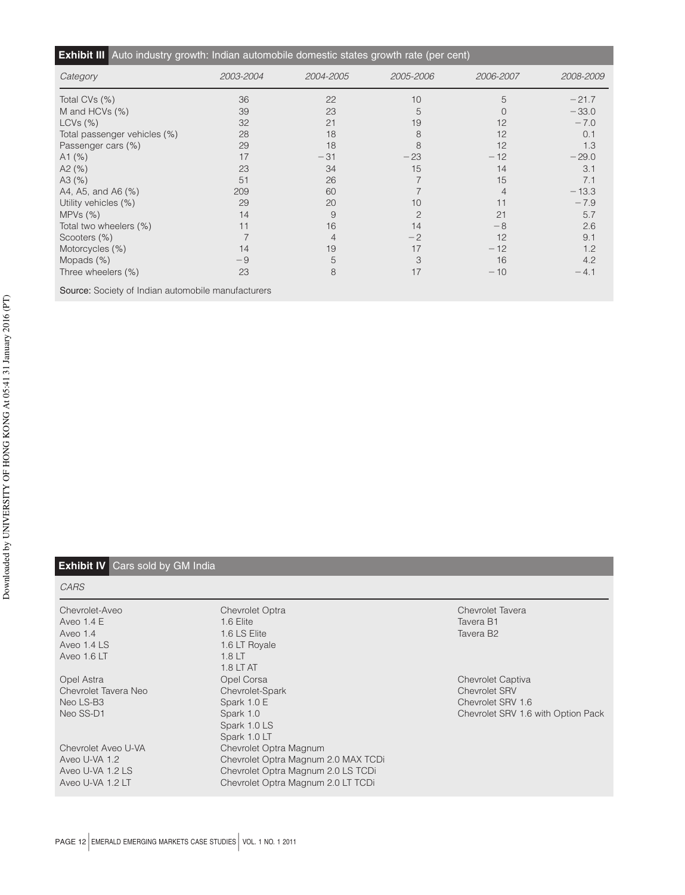**Exhibit III** Auto industry growth: Indian automobile domestic states growth rate (per cent)

| *Category* | *2003-2004* | *2004-2005* | *2005-2006* | *2006-2007* | *2008-2009* |
|---|---|---|---|---|---|
| Total CVs (%) | 36 | 22 | 10 | 5 | −21.7 |
| M and HCVs (%) | 39 | 23 | 5 | 0 | −33.0 |
| LCVs (%) | 32 | 21 | 19 | 12 | −7.0 |
| Total passenger vehicles (%) | 28 | 18 | 8 | 12 | 0.1 |
| Passenger cars (%) | 29 | 18 | 8 | 12 | 1.3 |
| A1 (%) | 17 | −31 | −23 | −12 | −29.0 |
| A2 (%) | 23 | 34 | 15 | 14 | 3.1 |
| A3 (%) | 51 | 26 | 7 | 15 | 7.1 |
| A4, A5, and A6 (%) | 209 | 60 | 7 | 4 | −13.3 |
| Utility vehicles (%) | 29 | 20 | 10 | 11 | −7.9 |
| MPVs (%) | 14 | 9 | 2 | 21 | 5.7 |
| Total two wheelers (%) | 11 | 16 | 14 | −8 | 2.6 |
| Scooters (%) | 7 | 4 | −2 | 12 | 9.1 |
| Motorcycles (%) | 14 | 19 | 17 | −12 | 1.2 |
| Mopads (%) | −9 | 5 | 3 | 16 | 4.2 |
| Three wheelers (%) | 23 | 8 | 17 | −10 | −4.1 |

**Source:** Society of Indian automobile manufacturers

**Exhibit IV** Cars sold by GM India

*CARS*

| | | |
|---|---|---|
| Chevrolet-Aveo<br>Aveo 1.4 E<br>Aveo 1.4<br>Aveo 1.4 LS<br>Aveo 1.6 LT | Chevrolet Optra<br>1.6 Elite<br>1.6 LS Elite<br>1.6 LT Royale<br>1.8 LT<br>1.8 LT AT | Chevrolet Tavera<br>Tavera B1<br>Tavera B2 |
| Opel Astra<br>Chevrolet Tavera Neo<br>Neo LS-B3<br>Neo SS-D1 | Opel Corsa<br>Chevrolet-Spark<br>Spark 1.0 E<br>Spark 1.0<br>Spark 1.0 LS<br>Spark 1.0 LT | Chevrolet Captiva<br>Chevrolet SRV<br>Chevrolet SRV 1.6<br>Chevrolet SRV 1.6 with Option Pack |
| Chevrolet Aveo U-VA<br>Aveo U-VA 1.2<br>Aveo U-VA 1.2 LS<br>Aveo U-VA 1.2 LT | Chevrolet Optra Magnum<br>Chevrolet Optra Magnum 2.0 MAX TCDi<br>Chevrolet Optra Magnum 2.0 LS TCDi<br>Chevrolet Optra Magnum 2.0 LT TCDi | |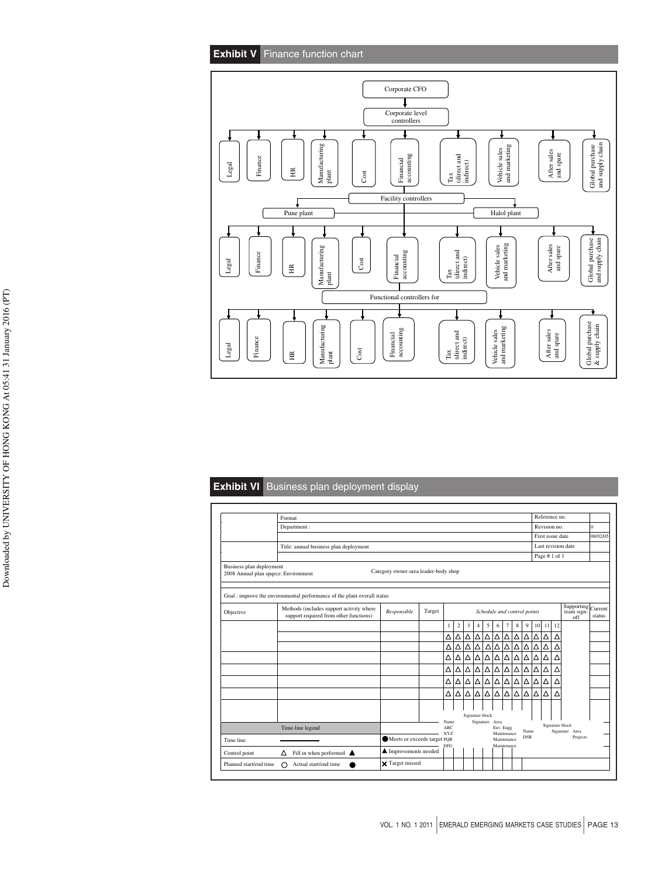## Exhibit V Finance function chart

Corporate CFO

Corporate level controllers

- Legal
- Finance
- HR
- Manufacturing plant
- Cost
- Financial accounting
- Tax (direct and indirect)
- Vehicle sales and marketing
- After sales and spare
- Global purchase and supply chain

Facility controllers

- Pune plant
- Halol plant

- Legal
- Finance
- HR
- Manufacturing plant
- Cost
- Financial accounting
- Tax (direct and indirect)
- Vehicle sales and marketing
- After sales and spare
- Global purchase and supply chain

Functional controllers for

- Legal
- Finance
- HR
- Manufacturing plant
- Cost
- Financial accounting
- Tax (direct and indirect)
- Vehicle sales and marketing
- After sales and spare
- Global purchase & supply chain

## Exhibit VI Business plan deployment display

| | Format | Reference no. | |
|---|---|---|---|
| | Department : | Revision no. | 0 |
| | | First issue date | 08/02/05 |
| | Title: annual business plan deployment | Last revision date | |
| | | Page # 1 of 1 | |

Business plan deployment
2008 Annual plan spqrce: Environment

Category owner-area leader-body shop

Goal : improve the environmental performance of the plant overall status

| Objective | Methods (includes support activity where support required from other functions) | *Responsible* | Target | 1 | 2 | 3 | 4 | 5 | 6 | 7 | 8 | 9 | 10 | 11 | 12 | Supporting team sign-off | Current status |
|---|---|---|---|---|---|---|---|---|---|---|---|---|---|---|---|---|---|
| | | | | △ | △ | △ | △ | △ | △ | △ | △ | △ | △ | △ | △ | | |
| | | | | △ | △ | △ | △ | △ | △ | △ | △ | △ | △ | △ | △ | | |
| | | | | △ | △ | △ | △ | △ | △ | △ | △ | △ | △ | △ | △ | | |
| | | | | △ | △ | △ | △ | △ | △ | △ | △ | △ | △ | △ | △ | | |
| | | | | △ | △ | △ | △ | △ | △ | △ | △ | △ | △ | △ | △ | | |
| | | | | △ | △ | △ | △ | △ | △ | △ | △ | △ | △ | △ | △ | | |

(*Schedule and control points* heads columns 1–12)

Signature block

| Name | Signature | Area |
|---|---|---|
| ABC | | Env. Engg |
| XYZ | | Maintenance |
| PQR | | Maintenance |
| EFG | | Maintenance |

Signature block

| Name | Signature | Area |
|---|---|---|
| DSR | | Projects |

| Time-line legend | | |
|---|---|---|
| Time line | ———— | ● Meets or exceeds target |
| Control point | △ Fill in when performed ▲ | ▲ Improvements needed |
| Planned start/end time | ○ Actual start/end time ● | ✕ Target missed |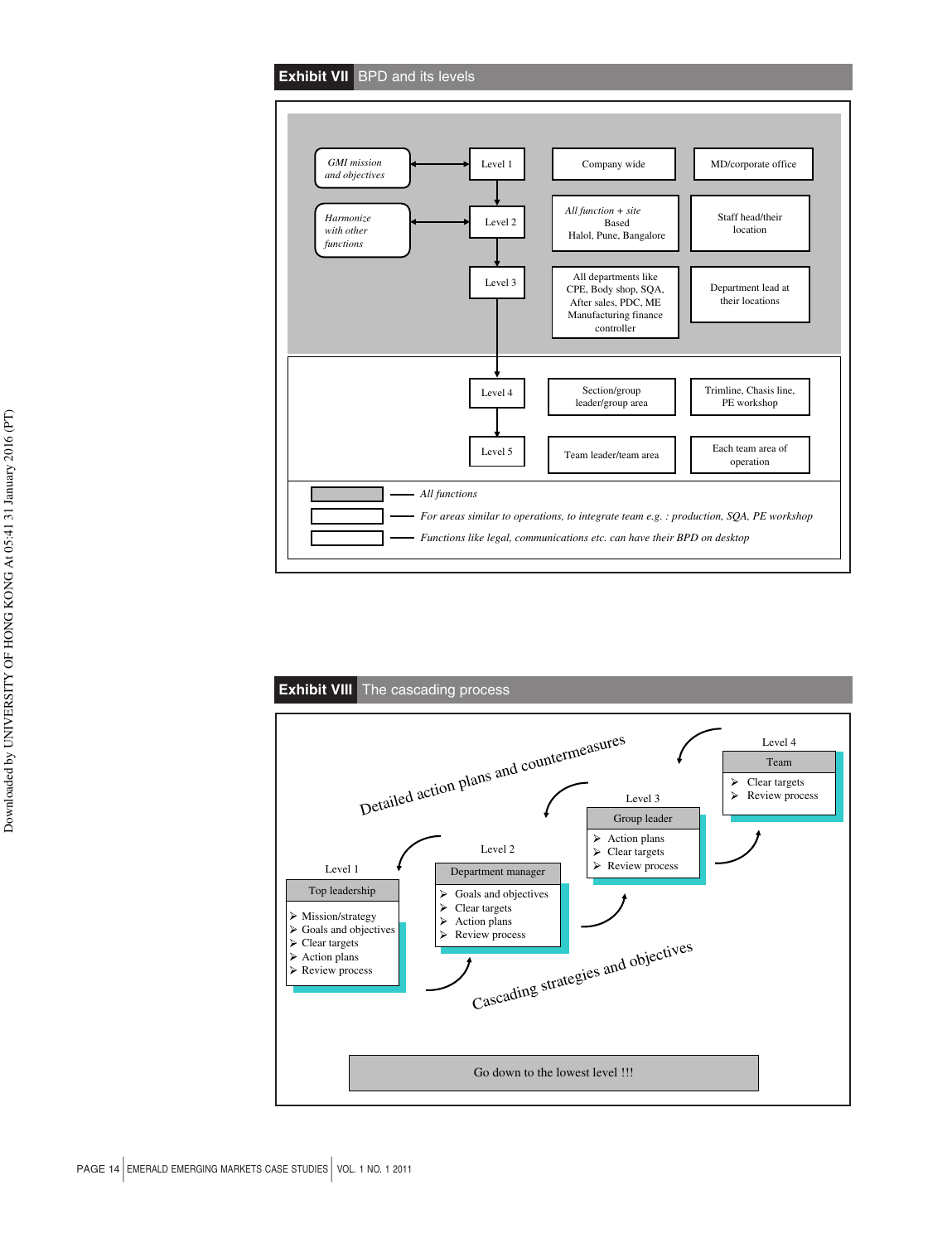## Exhibit VII BPD and its levels

| | Level | Scope | Owner |
|---|---|---|---|
| *GMI mission and objectives* | Level 1 | Company wide | MD/corporate office |
| *Harmonize with other functions* | Level 2 | *All function + site* Based Halol, Pune, Bangalore | Staff head/their location |
| | Level 3 | All departments like CPE, Body shop, SQA, After sales, PDC, ME Manufacturing finance controller | Department lead at their locations |
| | Level 4 | Section/group leader/group area | Trimline, Chasis line, PE workshop |
| | Level 5 | Team leader/team area | Each team area of operation |

Legend:

- (shaded) — *All functions*
- (white) — *For areas similar to operations, to integrate team e.g. : production, SQA, PE workshop*
- (white) — *Functions like legal, communications etc. can have their BPD on desktop*

## Exhibit VIII The cascading process

*Detailed action plans and countermeasures* (upward)

*Cascading strategies and objectives* (downward)

**Level 1 – Top leadership**
- Mission/strategy
- Goals and objectives
- Clear targets
- Action plans
- Review process

**Level 2 – Department manager**
- Goals and objectives
- Clear targets
- Action plans
- Review process

**Level 3 – Group leader**
- Action plans
- Clear targets
- Review process

**Level 4 – Team**
- Clear targets
- Review process

Go down to the lowest level !!!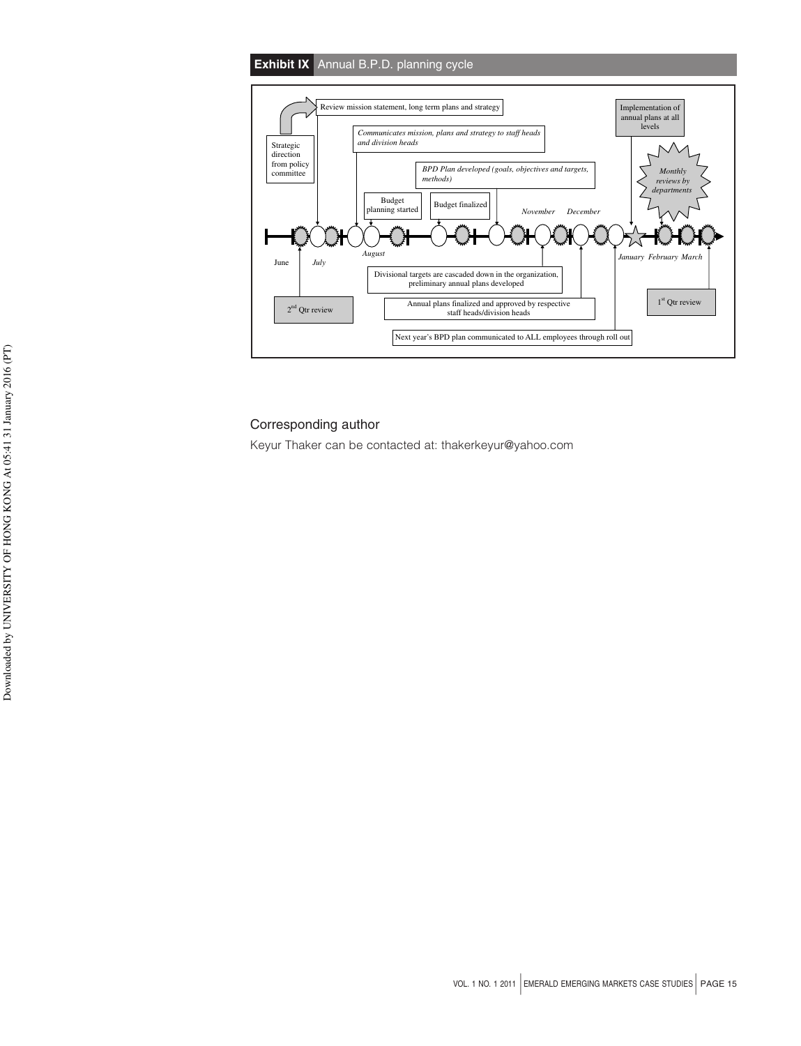**Exhibit IX** Annual B.P.D. planning cycle

Review mission statement, long term plans and strategy

Strategic direction from policy committee

*Communicates mission, plans and strategy to staff heads and division heads*

*BPD Plan developed (goals, objectives and targets, methods)*

Budget planning started

Budget finalized

Implementation of annual plans at all levels

*Monthly reviews by departments*

June *July* *August* *November* *December* *January* *February* *March*

Divisional targets are cascaded down in the organization, preliminary annual plans developed

Annual plans finalized and approved by respective staff heads/division heads

Next year's BPD plan communicated to ALL employees through roll out

2nd Qtr review

1st Qtr review

## Corresponding author

Keyur Thaker can be contacted at: thakerkeyur@yahoo.com